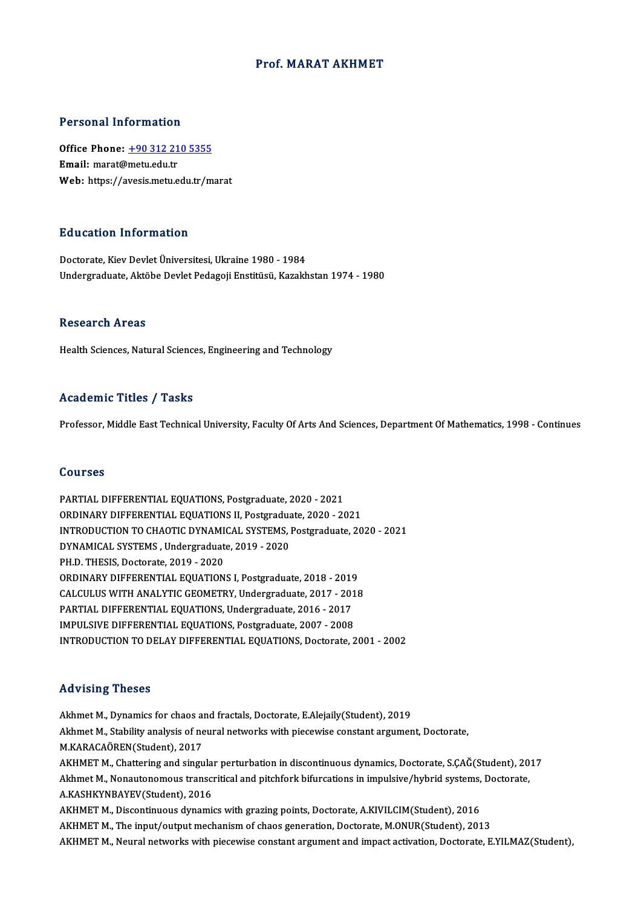# Prof. MARAT AKHMET

## Personal Information

**Office Phone:** [+90 312 210 5355](tel:+903122105355)
**Email:** marat@metu.edu.tr
**Web:** https://avesis.metu.edu.tr/marat

## Education Information

Doctorate, Kiev Devlet Üniversitesi, Ukraine 1980 - 1984
Undergraduate, Aktöbe Devlet Pedagoji Enstitüsü, Kazakhstan 1974 - 1980

## Research Areas

Health Sciences, Natural Sciences, Engineering and Technology

## Academic Titles / Tasks

Professor, Middle East Technical University, Faculty Of Arts And Sciences, Department Of Mathematics, 1998 - Continues

## Courses

PARTIAL DIFFERENTIAL EQUATIONS, Postgraduate, 2020 - 2021
ORDINARY DIFFERENTIAL EQUATIONS II, Postgraduate, 2020 - 2021
INTRODUCTION TO CHAOTIC DYNAMICAL SYSTEMS, Postgraduate, 2020 - 2021
DYNAMICAL SYSTEMS , Undergraduate, 2019 - 2020
PH.D. THESIS, Doctorate, 2019 - 2020
ORDINARY DIFFERENTIAL EQUATIONS I, Postgraduate, 2018 - 2019
CALCULUS WITH ANALYTIC GEOMETRY, Undergraduate, 2017 - 2018
PARTIAL DIFFERENTIAL EQUATIONS, Undergraduate, 2016 - 2017
IMPULSIVE DIFFERENTIAL EQUATIONS, Postgraduate, 2007 - 2008
INTRODUCTION TO DELAY DIFFERENTIAL EQUATIONS, Doctorate, 2001 - 2002

## Advising Theses

Akhmet M., Dynamics for chaos and fractals, Doctorate, E.Alejaily(Student), 2019
Akhmet M., Stability analysis of neural networks with piecewise constant argument, Doctorate, M.KARACAÖREN(Student), 2017
AKHMET M., Chattering and singular perturbation in discontinuous dynamics, Doctorate, S.ÇAĞ(Student), 2017
Akhmet M., Nonautonomous transcritical and pitchfork bifurcations in impulsive/hybrid systems, Doctorate, A.KASHKYNBAYEV(Student), 2016
AKHMET M., Discontinuous dynamics with grazing points, Doctorate, A.KIVILCIM(Student), 2016
AKHMET M., The input/output mechanism of chaos generation, Doctorate, M.ONUR(Student), 2013
AKHMET M., Neural networks with piecewise constant argument and impact activation, Doctorate, E.YILMAZ(Student),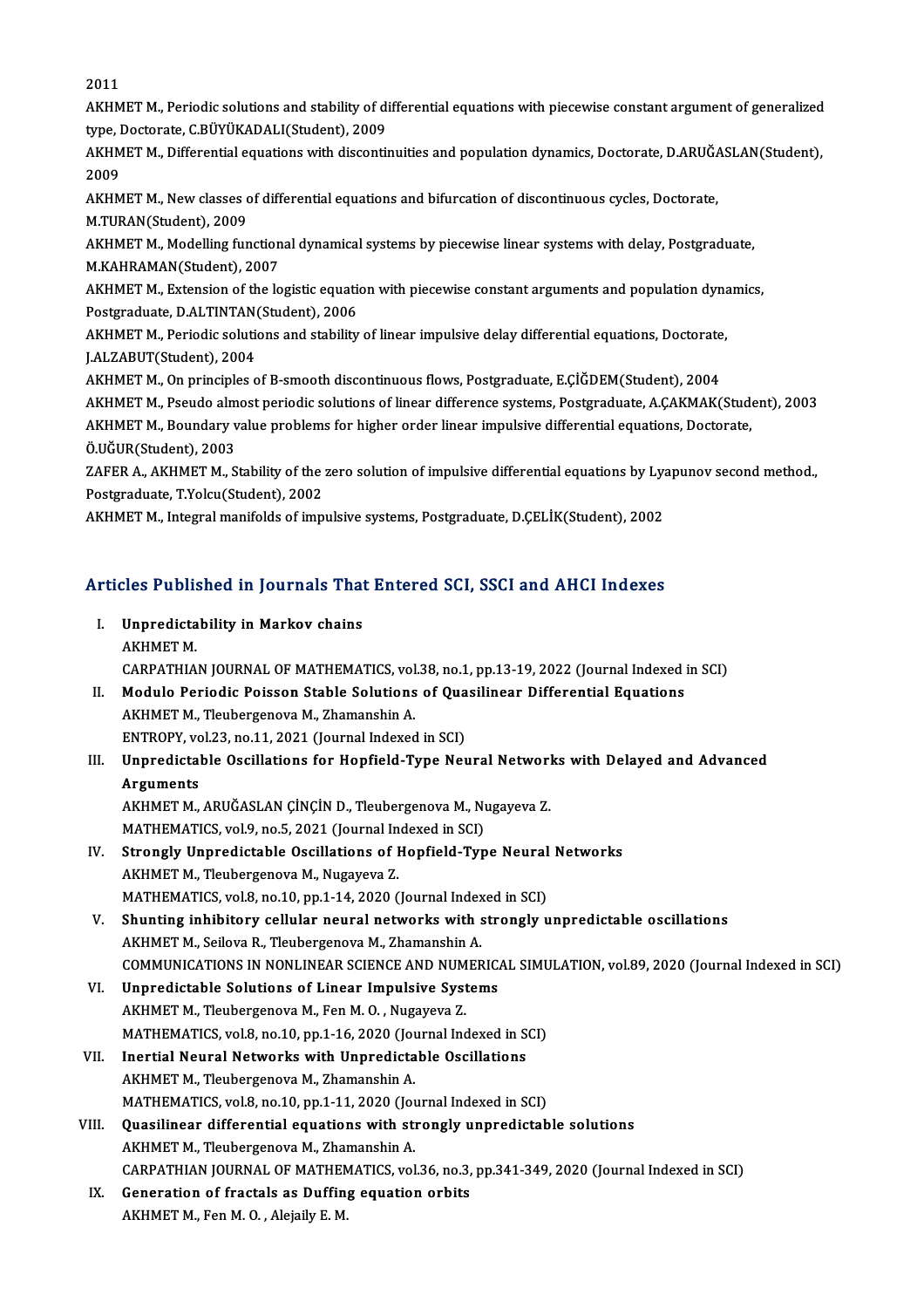2011

AKHMET M., Periodic solutions and stability of differential equations with piecewise constant argument of generalized type, Doctorate, C.BÜYÜKADALI(Student), 2009

AKHMET M., Differential equations with discontinuities and population dynamics, Doctorate, D.ARUĞASLAN(Student), 2009

AKHMET M., New classes of differential equations and bifurcation of discontinuous cycles, Doctorate, M.TURAN(Student), 2009

AKHMET M., Modelling functional dynamical systems by piecewise linear systems with delay, Postgraduate, M.KAHRAMAN(Student), 2007

AKHMET M., Extension of the logistic equation with piecewise constant arguments and population dynamics, Postgraduate, D.ALTINTAN(Student), 2006

AKHMET M., Periodic solutions and stability of linear impulsive delay differential equations, Doctorate, J.ALZABUT(Student), 2004

AKHMET M., On principles of B-smooth discontinuous flows, Postgraduate, E.ÇİĞDEM(Student), 2004

AKHMET M., Pseudo almost periodic solutions of linear difference systems, Postgraduate, A.ÇAKMAK(Student), 2003

AKHMET M., Boundary value problems for higher order linear impulsive differential equations, Doctorate, Ö.UĞUR(Student), 2003

ZAFER A., AKHMET M., Stability of the zero solution of impulsive differential equations by Lyapunov second method., Postgraduate, T.Yolcu(Student), 2002

AKHMET M., Integral manifolds of impulsive systems, Postgraduate, D.ÇELİK(Student), 2002

## Articles Published in Journals That Entered SCI, SSCI and AHCI Indexes

I. **Unpredictability in Markov chains**
   AKHMET M.
   CARPATHIAN JOURNAL OF MATHEMATICS, vol.38, no.1, pp.13-19, 2022 (Journal Indexed in SCI)

II. **Modulo Periodic Poisson Stable Solutions of Quasilinear Differential Equations**
   AKHMET M., Tleubergenova M., Zhamanshin A.
   ENTROPY, vol.23, no.11, 2021 (Journal Indexed in SCI)

III. **Unpredictable Oscillations for Hopfield-Type Neural Networks with Delayed and Advanced Arguments**
   AKHMET M., ARUĞASLAN ÇİNÇİN D., Tleubergenova M., Nugayeva Z.
   MATHEMATICS, vol.9, no.5, 2021 (Journal Indexed in SCI)

IV. **Strongly Unpredictable Oscillations of Hopfield-Type Neural Networks**
   AKHMET M., Tleubergenova M., Nugayeva Z.
   MATHEMATICS, vol.8, no.10, pp.1-14, 2020 (Journal Indexed in SCI)

V. **Shunting inhibitory cellular neural networks with strongly unpredictable oscillations**
   AKHMET M., Seilova R., Tleubergenova M., Zhamanshin A.
   COMMUNICATIONS IN NONLINEAR SCIENCE AND NUMERICAL SIMULATION, vol.89, 2020 (Journal Indexed in SCI)

VI. **Unpredictable Solutions of Linear Impulsive Systems**
   AKHMET M., Tleubergenova M., Fen M. O. , Nugayeva Z.
   MATHEMATICS, vol.8, no.10, pp.1-16, 2020 (Journal Indexed in SCI)

VII. **Inertial Neural Networks with Unpredictable Oscillations**
   AKHMET M., Tleubergenova M., Zhamanshin A.
   MATHEMATICS, vol.8, no.10, pp.1-11, 2020 (Journal Indexed in SCI)

VIII. **Quasilinear differential equations with strongly unpredictable solutions**
   AKHMET M., Tleubergenova M., Zhamanshin A.
   CARPATHIAN JOURNAL OF MATHEMATICS, vol.36, no.3, pp.341-349, 2020 (Journal Indexed in SCI)

IX. **Generation of fractals as Duffing equation orbits**
   AKHMET M., Fen M. O. , Alejaily E. M.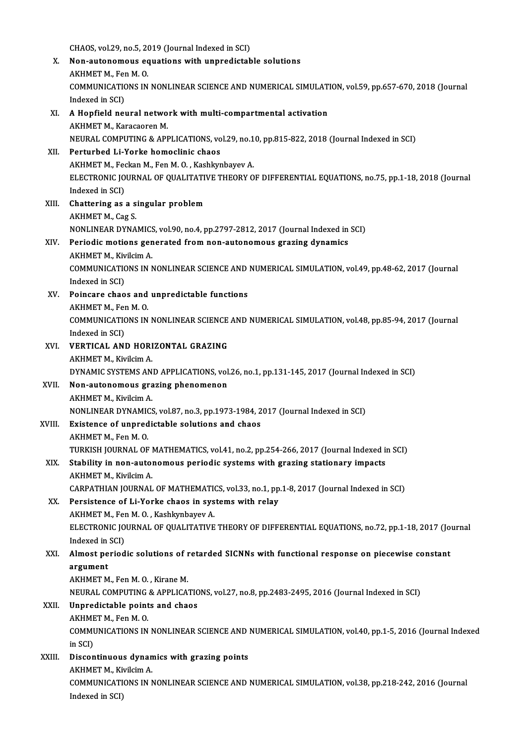CHAOS, vol.29, no.5, 2019 (Journal Indexed in SCI)

X. **Non-autonomous equations with unpredictable solutions**
AKHMET M., Fen M. O.
COMMUNICATIONS IN NONLINEAR SCIENCE AND NUMERICAL SIMULATION, vol.59, pp.657-670, 2018 (Journal Indexed in SCI)

XI. **A Hopfield neural network with multi-compartmental activation**
AKHMET M., Karacaoren M.
NEURAL COMPUTING & APPLICATIONS, vol.29, no.10, pp.815-822, 2018 (Journal Indexed in SCI)

XII. **Perturbed Li-Yorke homoclinic chaos**
AKHMET M., Feckan M., Fen M. O. , Kashkynbayev A.
ELECTRONIC JOURNAL OF QUALITATIVE THEORY OF DIFFERENTIAL EQUATIONS, no.75, pp.1-18, 2018 (Journal Indexed in SCI)

XIII. **Chattering as a singular problem**
AKHMET M., Cag S.
NONLINEAR DYNAMICS, vol.90, no.4, pp.2797-2812, 2017 (Journal Indexed in SCI)

XIV. **Periodic motions generated from non-autonomous grazing dynamics**
AKHMET M., Kivilcim A.
COMMUNICATIONS IN NONLINEAR SCIENCE AND NUMERICAL SIMULATION, vol.49, pp.48-62, 2017 (Journal Indexed in SCI)

XV. **Poincare chaos and unpredictable functions**
AKHMET M., Fen M. O.
COMMUNICATIONS IN NONLINEAR SCIENCE AND NUMERICAL SIMULATION, vol.48, pp.85-94, 2017 (Journal Indexed in SCI)

XVI. **VERTICAL AND HORIZONTAL GRAZING**
AKHMET M., Kivilcim A.
DYNAMIC SYSTEMS AND APPLICATIONS, vol.26, no.1, pp.131-145, 2017 (Journal Indexed in SCI)

XVII. **Non-autonomous grazing phenomenon**
AKHMET M., Kivilcim A.
NONLINEAR DYNAMICS, vol.87, no.3, pp.1973-1984, 2017 (Journal Indexed in SCI)

XVIII. **Existence of unpredictable solutions and chaos**
AKHMET M., Fen M. O.
TURKISH JOURNAL OF MATHEMATICS, vol.41, no.2, pp.254-266, 2017 (Journal Indexed in SCI)

XIX. **Stability in non-autonomous periodic systems with grazing stationary impacts**
AKHMET M., Kivilcim A.
CARPATHIAN JOURNAL OF MATHEMATICS, vol.33, no.1, pp.1-8, 2017 (Journal Indexed in SCI)

XX. **Persistence of Li-Yorke chaos in systems with relay**
AKHMET M., Fen M. O. , Kashkynbayev A.
ELECTRONIC JOURNAL OF QUALITATIVE THEORY OF DIFFERENTIAL EQUATIONS, no.72, pp.1-18, 2017 (Journal Indexed in SCI)

XXI. **Almost periodic solutions of retarded SICNNs with functional response on piecewise constant argument**
AKHMET M., Fen M. O. , Kirane M.
NEURAL COMPUTING & APPLICATIONS, vol.27, no.8, pp.2483-2495, 2016 (Journal Indexed in SCI)

XXII. **Unpredictable points and chaos**
AKHMET M., Fen M. O.
COMMUNICATIONS IN NONLINEAR SCIENCE AND NUMERICAL SIMULATION, vol.40, pp.1-5, 2016 (Journal Indexed in SCI)

XXIII. **Discontinuous dynamics with grazing points**
AKHMET M., Kivilcim A.
COMMUNICATIONS IN NONLINEAR SCIENCE AND NUMERICAL SIMULATION, vol.38, pp.218-242, 2016 (Journal Indexed in SCI)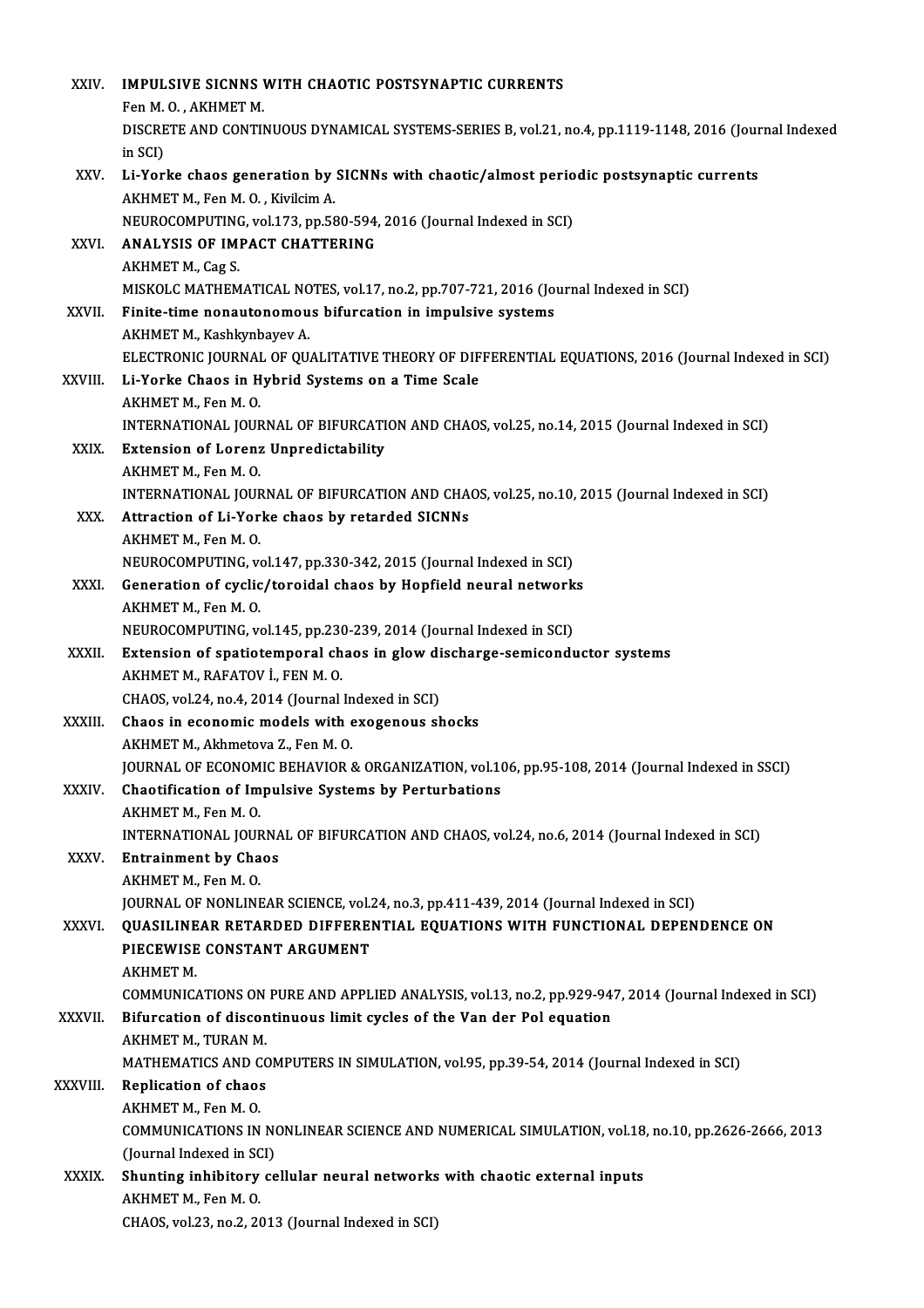XXIV. **IMPULSIVE SICNNS WITH CHAOTIC POSTSYNAPTIC CURRENTS**
Fen M. O. , AKHMET M.
DISCRETE AND CONTINUOUS DYNAMICAL SYSTEMS-SERIES B, vol.21, no.4, pp.1119-1148, 2016 (Journal Indexed in SCI)

XXV. **Li-Yorke chaos generation by SICNNs with chaotic/almost periodic postsynaptic currents**
AKHMET M., Fen M. O. , Kivilcim A.
NEUROCOMPUTING, vol.173, pp.580-594, 2016 (Journal Indexed in SCI)

XXVI. **ANALYSIS OF IMPACT CHATTERING**
AKHMET M., Cag S.
MISKOLC MATHEMATICAL NOTES, vol.17, no.2, pp.707-721, 2016 (Journal Indexed in SCI)

XXVII. **Finite-time nonautonomous bifurcation in impulsive systems**
AKHMET M., Kashkynbayev A.
ELECTRONIC JOURNAL OF QUALITATIVE THEORY OF DIFFERENTIAL EQUATIONS, 2016 (Journal Indexed in SCI)

XXVIII. **Li-Yorke Chaos in Hybrid Systems on a Time Scale**
AKHMET M., Fen M. O.
INTERNATIONAL JOURNAL OF BIFURCATION AND CHAOS, vol.25, no.14, 2015 (Journal Indexed in SCI)

XXIX. **Extension of Lorenz Unpredictability**
AKHMET M., Fen M. O.
INTERNATIONAL JOURNAL OF BIFURCATION AND CHAOS, vol.25, no.10, 2015 (Journal Indexed in SCI)

XXX. **Attraction of Li-Yorke chaos by retarded SICNNs**
AKHMET M., Fen M. O.
NEUROCOMPUTING, vol.147, pp.330-342, 2015 (Journal Indexed in SCI)

XXXI. **Generation of cyclic/toroidal chaos by Hopfield neural networks**
AKHMET M., Fen M. O.
NEUROCOMPUTING, vol.145, pp.230-239, 2014 (Journal Indexed in SCI)

XXXII. **Extension of spatiotemporal chaos in glow discharge-semiconductor systems**
AKHMET M., RAFATOV İ., FEN M. O.
CHAOS, vol.24, no.4, 2014 (Journal Indexed in SCI)

XXXIII. **Chaos in economic models with exogenous shocks**
AKHMET M., Akhmetova Z., Fen M. O.
JOURNAL OF ECONOMIC BEHAVIOR & ORGANIZATION, vol.106, pp.95-108, 2014 (Journal Indexed in SSCI)

XXXIV. **Chaotification of Impulsive Systems by Perturbations**
AKHMET M., Fen M. O.
INTERNATIONAL JOURNAL OF BIFURCATION AND CHAOS, vol.24, no.6, 2014 (Journal Indexed in SCI)

XXXV. **Entrainment by Chaos**
AKHMET M., Fen M. O.
JOURNAL OF NONLINEAR SCIENCE, vol.24, no.3, pp.411-439, 2014 (Journal Indexed in SCI)

XXXVI. **QUASILINEAR RETARDED DIFFERENTIAL EQUATIONS WITH FUNCTIONAL DEPENDENCE ON PIECEWISE CONSTANT ARGUMENT**
AKHMET M.
COMMUNICATIONS ON PURE AND APPLIED ANALYSIS, vol.13, no.2, pp.929-947, 2014 (Journal Indexed in SCI)

XXXVII. **Bifurcation of discontinuous limit cycles of the Van der Pol equation**
AKHMET M., TURAN M.
MATHEMATICS AND COMPUTERS IN SIMULATION, vol.95, pp.39-54, 2014 (Journal Indexed in SCI)

XXXVIII. **Replication of chaos**
AKHMET M., Fen M. O.
COMMUNICATIONS IN NONLINEAR SCIENCE AND NUMERICAL SIMULATION, vol.18, no.10, pp.2626-2666, 2013 (Journal Indexed in SCI)

XXXIX. **Shunting inhibitory cellular neural networks with chaotic external inputs**
AKHMET M., Fen M. O.
CHAOS, vol.23, no.2, 2013 (Journal Indexed in SCI)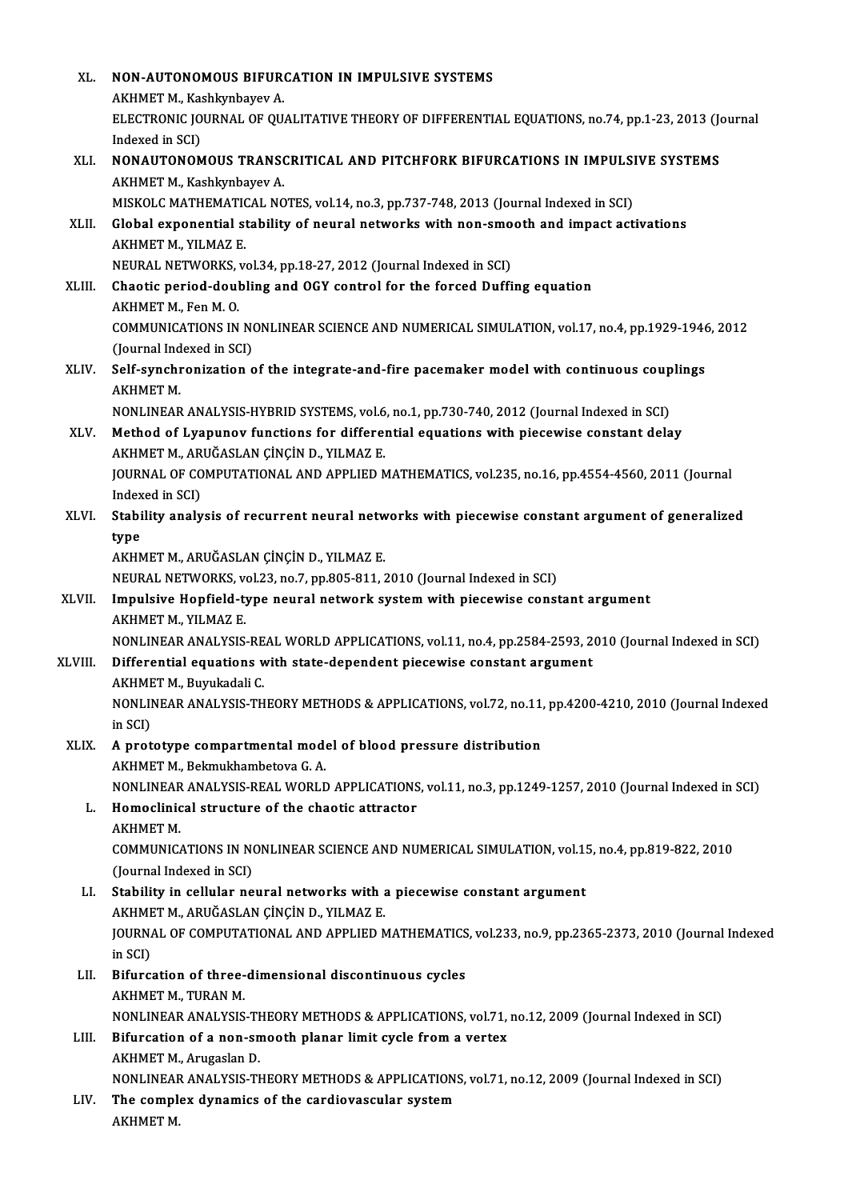XL. **NON-AUTONOMOUS BIFURCATION IN IMPULSIVE SYSTEMS**
AKHMET M., Kashkynbayev A.
ELECTRONIC JOURNAL OF QUALITATIVE THEORY OF DIFFERENTIAL EQUATIONS, no.74, pp.1-23, 2013 (Journal Indexed in SCI)

XLI. **NONAUTONOMOUS TRANSCRITICAL AND PITCHFORK BIFURCATIONS IN IMPULSIVE SYSTEMS**
AKHMET M., Kashkynbayev A.
MISKOLC MATHEMATICAL NOTES, vol.14, no.3, pp.737-748, 2013 (Journal Indexed in SCI)

XLII. **Global exponential stability of neural networks with non-smooth and impact activations**
AKHMET M., YILMAZ E.
NEURAL NETWORKS, vol.34, pp.18-27, 2012 (Journal Indexed in SCI)

XLIII. **Chaotic period-doubling and OGY control for the forced Duffing equation**
AKHMET M., Fen M. O.
COMMUNICATIONS IN NONLINEAR SCIENCE AND NUMERICAL SIMULATION, vol.17, no.4, pp.1929-1946, 2012 (Journal Indexed in SCI)

XLIV. **Self-synchronization of the integrate-and-fire pacemaker model with continuous couplings**
AKHMET M.
NONLINEAR ANALYSIS-HYBRID SYSTEMS, vol.6, no.1, pp.730-740, 2012 (Journal Indexed in SCI)

XLV. **Method of Lyapunov functions for differential equations with piecewise constant delay**
AKHMET M., ARUĞASLAN ÇİNÇİN D., YILMAZ E.
JOURNAL OF COMPUTATIONAL AND APPLIED MATHEMATICS, vol.235, no.16, pp.4554-4560, 2011 (Journal Indexed in SCI)

XLVI. **Stability analysis of recurrent neural networks with piecewise constant argument of generalized type**
AKHMET M., ARUĞASLAN ÇİNÇİN D., YILMAZ E.
NEURAL NETWORKS, vol.23, no.7, pp.805-811, 2010 (Journal Indexed in SCI)

XLVII. **Impulsive Hopfield-type neural network system with piecewise constant argument**
AKHMET M., YILMAZ E.
NONLINEAR ANALYSIS-REAL WORLD APPLICATIONS, vol.11, no.4, pp.2584-2593, 2010 (Journal Indexed in SCI)

XLVIII. **Differential equations with state-dependent piecewise constant argument**
AKHMET M., Buyukadali C.
NONLINEAR ANALYSIS-THEORY METHODS & APPLICATIONS, vol.72, no.11, pp.4200-4210, 2010 (Journal Indexed in SCI)

XLIX. **A prototype compartmental model of blood pressure distribution**
AKHMET M., Bekmukhambetova G. A.
NONLINEAR ANALYSIS-REAL WORLD APPLICATIONS, vol.11, no.3, pp.1249-1257, 2010 (Journal Indexed in SCI)

L. **Homoclinical structure of the chaotic attractor**
AKHMET M.
COMMUNICATIONS IN NONLINEAR SCIENCE AND NUMERICAL SIMULATION, vol.15, no.4, pp.819-822, 2010 (Journal Indexed in SCI)

LI. **Stability in cellular neural networks with a piecewise constant argument**
AKHMET M., ARUĞASLAN ÇİNÇİN D., YILMAZ E.
JOURNAL OF COMPUTATIONAL AND APPLIED MATHEMATICS, vol.233, no.9, pp.2365-2373, 2010 (Journal Indexed in SCI)

LII. **Bifurcation of three-dimensional discontinuous cycles**
AKHMET M., TURAN M.
NONLINEAR ANALYSIS-THEORY METHODS & APPLICATIONS, vol.71, no.12, 2009 (Journal Indexed in SCI)

LIII. **Bifurcation of a non-smooth planar limit cycle from a vertex**
AKHMET M., Arugaslan D.
NONLINEAR ANALYSIS-THEORY METHODS & APPLICATIONS, vol.71, no.12, 2009 (Journal Indexed in SCI)

LIV. **The complex dynamics of the cardiovascular system**
AKHMET M.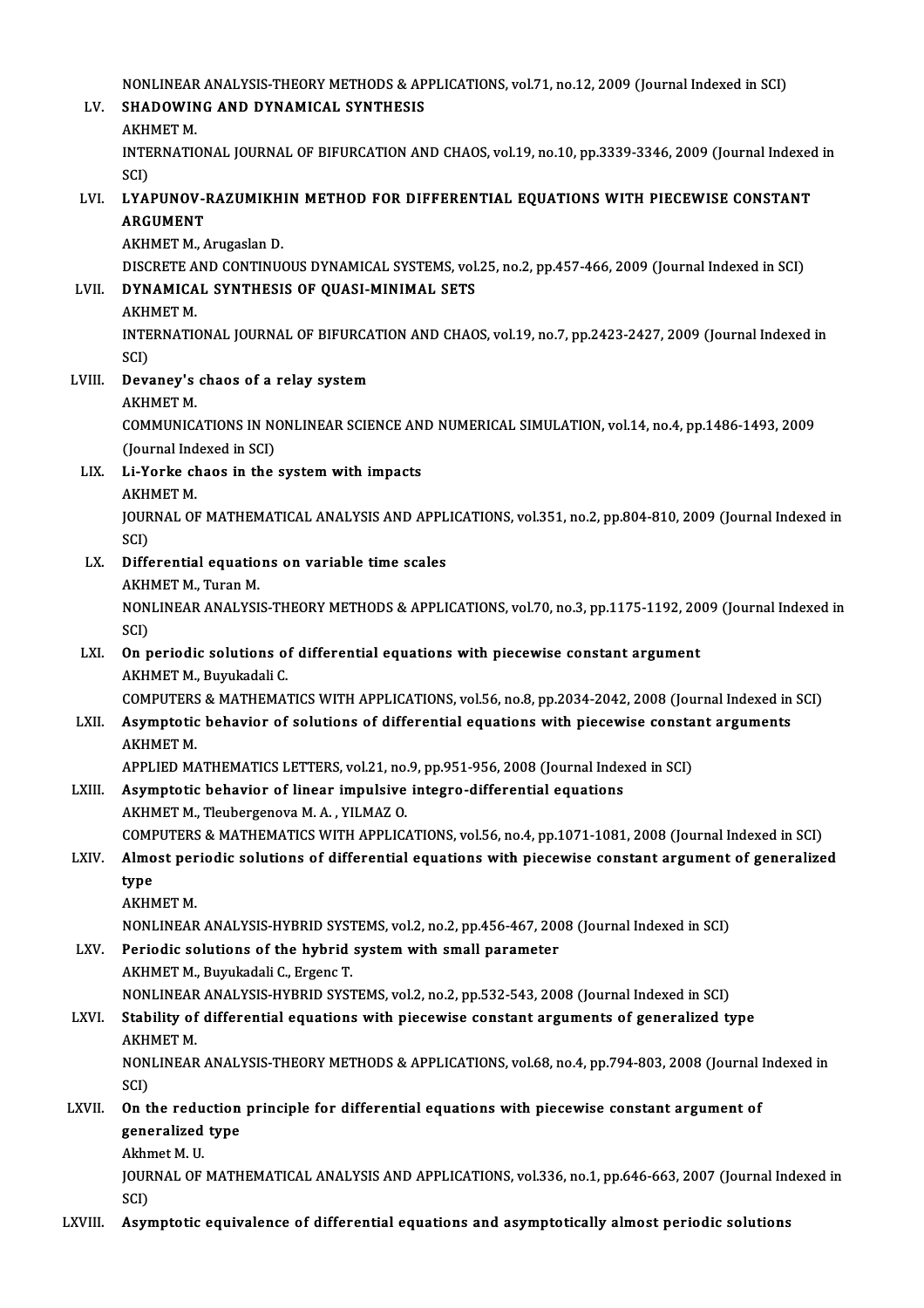NONLINEAR ANALYSIS-THEORY METHODS & APPLICATIONS, vol.71, no.12, 2009 (Journal Indexed in SCI)

LV. **SHADOWING AND DYNAMICAL SYNTHESIS**
AKHMET M.
INTERNATIONAL JOURNAL OF BIFURCATION AND CHAOS, vol.19, no.10, pp.3339-3346, 2009 (Journal Indexed in SCI)

LVI. **LYAPUNOV-RAZUMIKHIN METHOD FOR DIFFERENTIAL EQUATIONS WITH PIECEWISE CONSTANT ARGUMENT**
AKHMET M., Arugaslan D.
DISCRETE AND CONTINUOUS DYNAMICAL SYSTEMS, vol.25, no.2, pp.457-466, 2009 (Journal Indexed in SCI)

LVII. **DYNAMICAL SYNTHESIS OF QUASI-MINIMAL SETS**
AKHMET M.
INTERNATIONAL JOURNAL OF BIFURCATION AND CHAOS, vol.19, no.7, pp.2423-2427, 2009 (Journal Indexed in SCI)

LVIII. **Devaney's chaos of a relay system**
AKHMET M.
COMMUNICATIONS IN NONLINEAR SCIENCE AND NUMERICAL SIMULATION, vol.14, no.4, pp.1486-1493, 2009 (Journal Indexed in SCI)

LIX. **Li-Yorke chaos in the system with impacts**
AKHMET M.
JOURNAL OF MATHEMATICAL ANALYSIS AND APPLICATIONS, vol.351, no.2, pp.804-810, 2009 (Journal Indexed in SCI)

LX. **Differential equations on variable time scales**
AKHMET M., Turan M.
NONLINEAR ANALYSIS-THEORY METHODS & APPLICATIONS, vol.70, no.3, pp.1175-1192, 2009 (Journal Indexed in SCI)

LXI. **On periodic solutions of differential equations with piecewise constant argument**
AKHMET M., Buyukadali C.
COMPUTERS & MATHEMATICS WITH APPLICATIONS, vol.56, no.8, pp.2034-2042, 2008 (Journal Indexed in SCI)

LXII. **Asymptotic behavior of solutions of differential equations with piecewise constant arguments**
AKHMET M.
APPLIED MATHEMATICS LETTERS, vol.21, no.9, pp.951-956, 2008 (Journal Indexed in SCI)

LXIII. **Asymptotic behavior of linear impulsive integro-differential equations**
AKHMET M., Tleubergenova M. A. , YILMAZ O.
COMPUTERS & MATHEMATICS WITH APPLICATIONS, vol.56, no.4, pp.1071-1081, 2008 (Journal Indexed in SCI)

LXIV. **Almost periodic solutions of differential equations with piecewise constant argument of generalized type**
AKHMET M.
NONLINEAR ANALYSIS-HYBRID SYSTEMS, vol.2, no.2, pp.456-467, 2008 (Journal Indexed in SCI)

LXV. **Periodic solutions of the hybrid system with small parameter**
AKHMET M., Buyukadali C., Ergenc T.
NONLINEAR ANALYSIS-HYBRID SYSTEMS, vol.2, no.2, pp.532-543, 2008 (Journal Indexed in SCI)

LXVI. **Stability of differential equations with piecewise constant arguments of generalized type**
AKHMET M.
NONLINEAR ANALYSIS-THEORY METHODS & APPLICATIONS, vol.68, no.4, pp.794-803, 2008 (Journal Indexed in SCI)

LXVII. **On the reduction principle for differential equations with piecewise constant argument of generalized type**
Akhmet M. U.
JOURNAL OF MATHEMATICAL ANALYSIS AND APPLICATIONS, vol.336, no.1, pp.646-663, 2007 (Journal Indexed in SCI)

LXVIII. **Asymptotic equivalence of differential equations and asymptotically almost periodic solutions**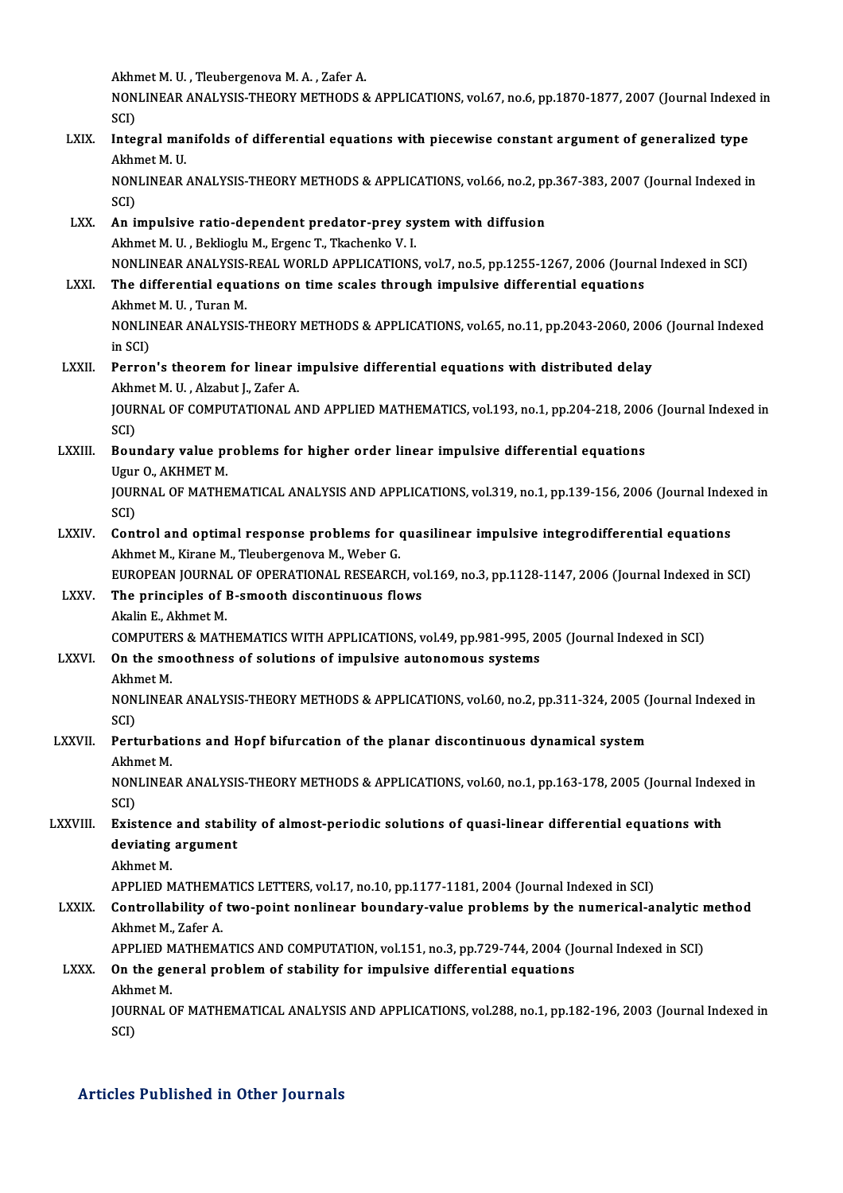Akhmet M. U. , Tleubergenova M. A. , Zafer A.
NONLINEAR ANALYSIS-THEORY METHODS & APPLICATIONS, vol.67, no.6, pp.1870-1877, 2007 (Journal Indexed in SCI)

LXIX. **Integral manifolds of differential equations with piecewise constant argument of generalized type**
Akhmet M. U.
NONLINEAR ANALYSIS-THEORY METHODS & APPLICATIONS, vol.66, no.2, pp.367-383, 2007 (Journal Indexed in SCI)

LXX. **An impulsive ratio-dependent predator-prey system with diffusion**
Akhmet M. U. , Beklioglu M., Ergenc T., Tkachenko V. I.
NONLINEAR ANALYSIS-REAL WORLD APPLICATIONS, vol.7, no.5, pp.1255-1267, 2006 (Journal Indexed in SCI)

LXXI. **The differential equations on time scales through impulsive differential equations**
Akhmet M. U. , Turan M.
NONLINEAR ANALYSIS-THEORY METHODS & APPLICATIONS, vol.65, no.11, pp.2043-2060, 2006 (Journal Indexed in SCI)

LXXII. **Perron's theorem for linear impulsive differential equations with distributed delay**
Akhmet M. U. , Alzabut J., Zafer A.
JOURNAL OF COMPUTATIONAL AND APPLIED MATHEMATICS, vol.193, no.1, pp.204-218, 2006 (Journal Indexed in SCI)

LXXIII. **Boundary value problems for higher order linear impulsive differential equations**
Ugur O., AKHMET M.
JOURNAL OF MATHEMATICAL ANALYSIS AND APPLICATIONS, vol.319, no.1, pp.139-156, 2006 (Journal Indexed in SCI)

LXXIV. **Control and optimal response problems for quasilinear impulsive integrodifferential equations**
Akhmet M., Kirane M., Tleubergenova M., Weber G.
EUROPEAN JOURNAL OF OPERATIONAL RESEARCH, vol.169, no.3, pp.1128-1147, 2006 (Journal Indexed in SCI)

LXXV. **The principles of B-smooth discontinuous flows**
Akalin E., Akhmet M.
COMPUTERS & MATHEMATICS WITH APPLICATIONS, vol.49, pp.981-995, 2005 (Journal Indexed in SCI)

LXXVI. **On the smoothness of solutions of impulsive autonomous systems**
Akhmet M.
NONLINEAR ANALYSIS-THEORY METHODS & APPLICATIONS, vol.60, no.2, pp.311-324, 2005 (Journal Indexed in SCI)

LXXVII. **Perturbations and Hopf bifurcation of the planar discontinuous dynamical system**
Akhmet M.
NONLINEAR ANALYSIS-THEORY METHODS & APPLICATIONS, vol.60, no.1, pp.163-178, 2005 (Journal Indexed in SCI)

LXXVIII. **Existence and stability of almost-periodic solutions of quasi-linear differential equations with deviating argument**
Akhmet M.
APPLIED MATHEMATICS LETTERS, vol.17, no.10, pp.1177-1181, 2004 (Journal Indexed in SCI)

LXXIX. **Controllability of two-point nonlinear boundary-value problems by the numerical-analytic method**
Akhmet M., Zafer A.
APPLIED MATHEMATICS AND COMPUTATION, vol.151, no.3, pp.729-744, 2004 (Journal Indexed in SCI)

LXXX. **On the general problem of stability for impulsive differential equations**
Akhmet M.
JOURNAL OF MATHEMATICAL ANALYSIS AND APPLICATIONS, vol.288, no.1, pp.182-196, 2003 (Journal Indexed in SCI)

## Articles Published in Other Journals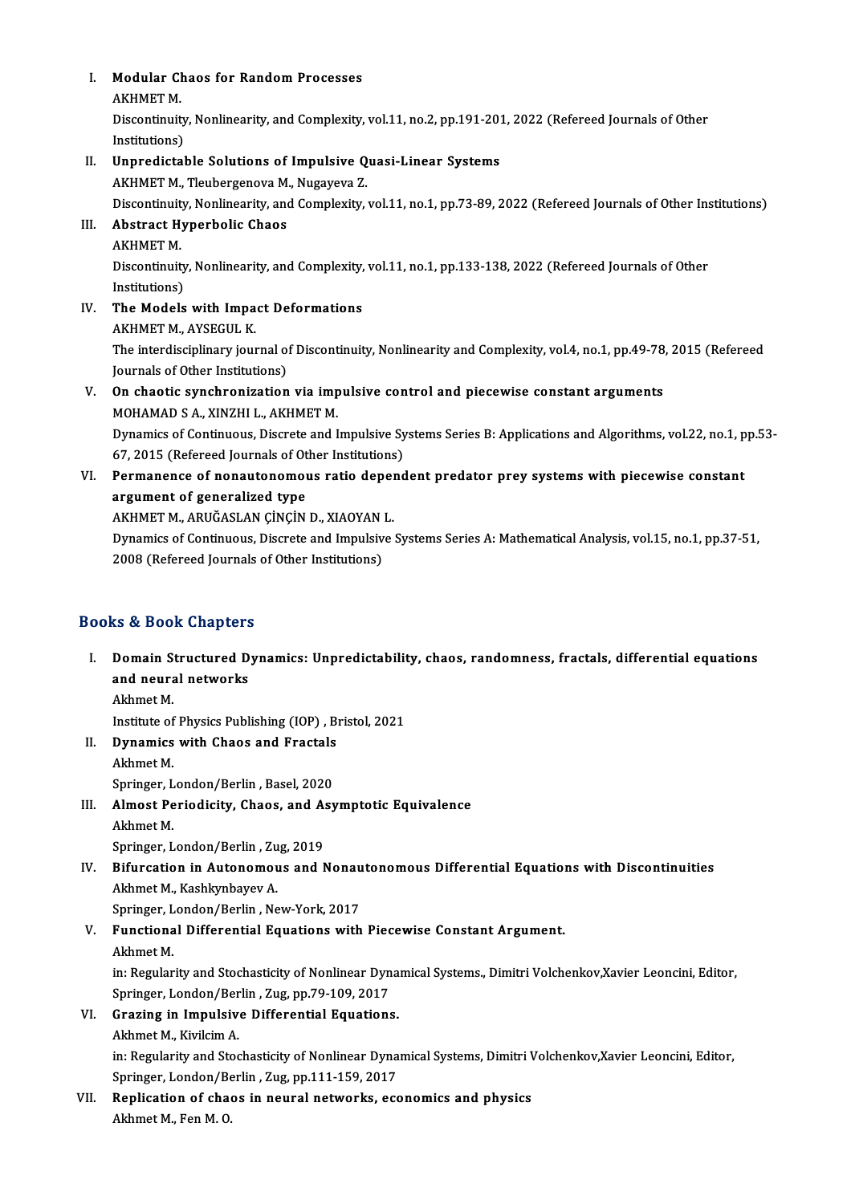I. **Modular Chaos for Random Processes**
   AKHMET M.
   Discontinuity, Nonlinearity, and Complexity, vol.11, no.2, pp.191-201, 2022 (Refereed Journals of Other Institutions)
II. **Unpredictable Solutions of Impulsive Quasi-Linear Systems**
   AKHMET M., Tleubergenova M., Nugayeva Z.
   Discontinuity, Nonlinearity, and Complexity, vol.11, no.1, pp.73-89, 2022 (Refereed Journals of Other Institutions)
III. **Abstract Hyperbolic Chaos**
   AKHMET M.
   Discontinuity, Nonlinearity, and Complexity, vol.11, no.1, pp.133-138, 2022 (Refereed Journals of Other Institutions)
IV. **The Models with Impact Deformations**
   AKHMET M., AYSEGUL K.
   The interdisciplinary journal of Discontinuity, Nonlinearity and Complexity, vol.4, no.1, pp.49-78, 2015 (Refereed Journals of Other Institutions)
V. **On chaotic synchronization via impulsive control and piecewise constant arguments**
   MOHAMAD S A., XINZHI L., AKHMET M.
   Dynamics of Continuous, Discrete and Impulsive Systems Series B: Applications and Algorithms, vol.22, no.1, pp.53-67, 2015 (Refereed Journals of Other Institutions)
VI. **Permanence of nonautonomous ratio dependent predator prey systems with piecewise constant argument of generalized type**
   AKHMET M., ARUĞASLAN ÇİNÇİN D., XIAOYAN L.
   Dynamics of Continuous, Discrete and Impulsive Systems Series A: Mathematical Analysis, vol.15, no.1, pp.37-51, 2008 (Refereed Journals of Other Institutions)

## Books & Book Chapters

I. **Domain Structured Dynamics: Unpredictability, chaos, randomness, fractals, differential equations and neural networks**
   Akhmet M.
   Institute of Physics Publishing (IOP) , Bristol, 2021
II. **Dynamics with Chaos and Fractals**
   Akhmet M.
   Springer, London/Berlin , Basel, 2020
III. **Almost Periodicity, Chaos, and Asymptotic Equivalence**
   Akhmet M.
   Springer, London/Berlin , Zug, 2019
IV. **Bifurcation in Autonomous and Nonautonomous Differential Equations with Discontinuities**
   Akhmet M., Kashkynbayev A.
   Springer, London/Berlin , New-York, 2017
V. **Functional Differential Equations with Piecewise Constant Argument.**
   Akhmet M.
   in: Regularity and Stochasticity of Nonlinear Dynamical Systems., Dimitri Volchenkov,Xavier Leoncini, Editor, Springer, London/Berlin , Zug, pp.79-109, 2017
VI. **Grazing in Impulsive Differential Equations.**
   Akhmet M., Kivilcim A.
   in: Regularity and Stochasticity of Nonlinear Dynamical Systems, Dimitri Volchenkov,Xavier Leoncini, Editor, Springer, London/Berlin , Zug, pp.111-159, 2017
VII. **Replication of chaos in neural networks, economics and physics**
   Akhmet M., Fen M. O.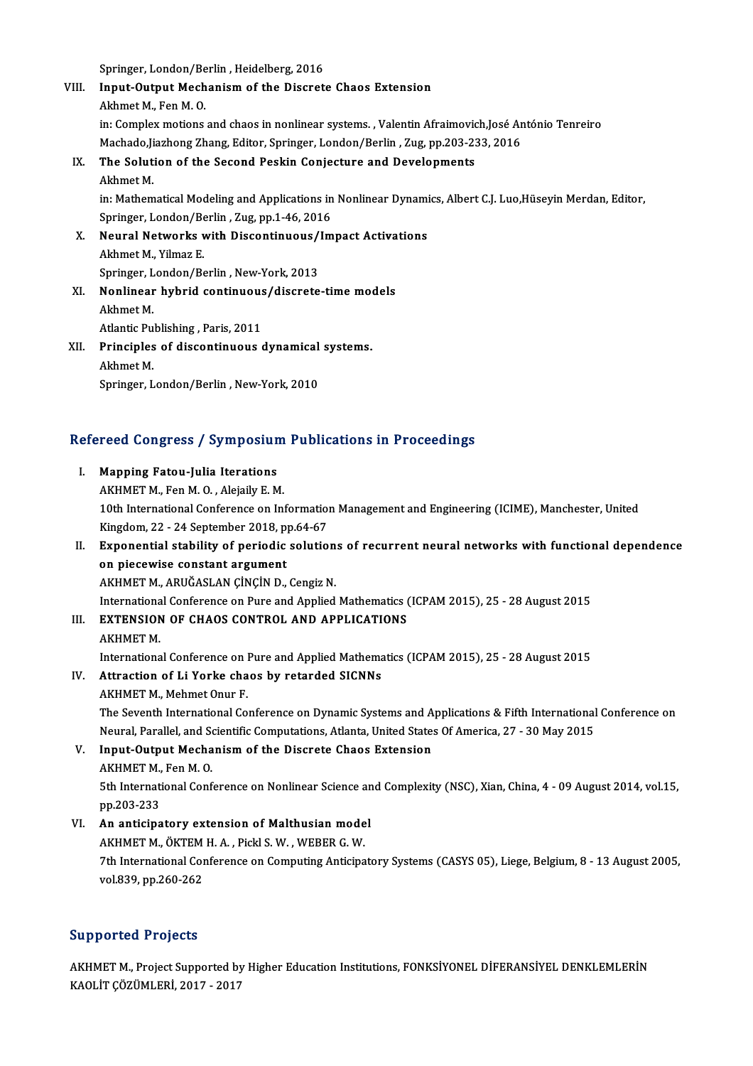Springer, London/Berlin , Heidelberg, 2016

VIII. **Input-Output Mechanism of the Discrete Chaos Extension**
Akhmet M., Fen M. O.
in: Complex motions and chaos in nonlinear systems. , Valentin Afraimovich,José António Tenreiro Machado,Jiazhong Zhang, Editor, Springer, London/Berlin , Zug, pp.203-233, 2016

IX. **The Solution of the Second Peskin Conjecture and Developments**
Akhmet M.
in: Mathematical Modeling and Applications in Nonlinear Dynamics, Albert C.J. Luo,Hüseyin Merdan, Editor, Springer, London/Berlin , Zug, pp.1-46, 2016

X. **Neural Networks with Discontinuous/Impact Activations**
Akhmet M., Yilmaz E.
Springer, London/Berlin , New-York, 2013

XI. **Nonlinear hybrid continuous/discrete-time models**
Akhmet M.
Atlantic Publishing , Paris, 2011

XII. **Principles of discontinuous dynamical systems.**
Akhmet M.
Springer, London/Berlin , New-York, 2010

## Refereed Congress / Symposium Publications in Proceedings

I. **Mapping Fatou-Julia Iterations**
AKHMET M., Fen M. O. , Alejaily E. M.
10th International Conference on Information Management and Engineering (ICIME), Manchester, United Kingdom, 22 - 24 September 2018, pp.64-67

II. **Exponential stability of periodic solutions of recurrent neural networks with functional dependence on piecewise constant argument**
AKHMET M., ARUĞASLAN ÇİNÇİN D., Cengiz N.
International Conference on Pure and Applied Mathematics (ICPAM 2015), 25 - 28 August 2015

III. **EXTENSION OF CHAOS CONTROL AND APPLICATIONS**
AKHMET M.
International Conference on Pure and Applied Mathematics (ICPAM 2015), 25 - 28 August 2015

IV. **Attraction of Li Yorke chaos by retarded SICNNs**
AKHMET M., Mehmet Onur F.
The Seventh International Conference on Dynamic Systems and Applications & Fifth International Conference on Neural, Parallel, and Scientific Computations, Atlanta, United States Of America, 27 - 30 May 2015

V. **Input-Output Mechanism of the Discrete Chaos Extension**
AKHMET M., Fen M. O.
5th International Conference on Nonlinear Science and Complexity (NSC), Xian, China, 4 - 09 August 2014, vol.15, pp.203-233

VI. **An anticipatory extension of Malthusian model**
AKHMET M., ÖKTEM H. A. , Pickl S. W. , WEBER G. W.
7th International Conference on Computing Anticipatory Systems (CASYS 05), Liege, Belgium, 8 - 13 August 2005, vol.839, pp.260-262

## Supported Projects

AKHMET M., Project Supported by Higher Education Institutions, FONKSİYONEL DİFERANSİYEL DENKLEMLERİN KAOLİT ÇÖZÜMLERİ, 2017 - 2017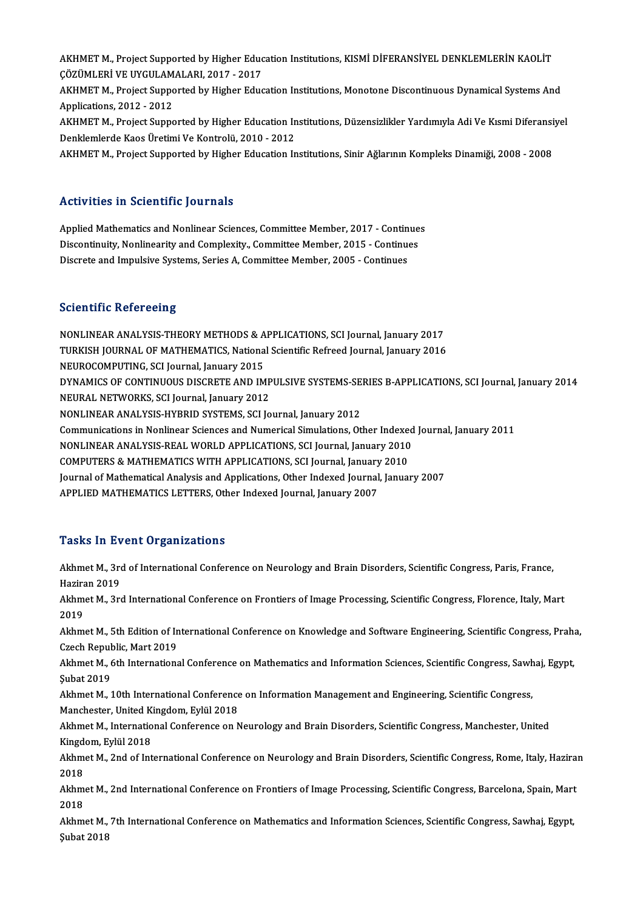AKHMET M., Project Supported by Higher Education Institutions, KISMİ DİFERANSİYEL DENKLEMLERİN KAOLİT ÇÖZÜMLERİ VE UYGULAMALARI, 2017 - 2017

AKHMET M., Project Supported by Higher Education Institutions, Monotone Discontinuous Dynamical Systems And Applications, 2012 - 2012

AKHMET M., Project Supported by Higher Education Institutions, Düzensizlikler Yardımıyla Adi Ve Kısmi Diferansiyel Denklemlerde Kaos Üretimi Ve Kontrolü, 2010 - 2012

AKHMET M., Project Supported by Higher Education Institutions, Sinir Ağlarının Kompleks Dinamiği, 2008 - 2008

## Activities in Scientific Journals

Applied Mathematics and Nonlinear Sciences, Committee Member, 2017 - Continues

Discontinuity, Nonlinearity and Complexity., Committee Member, 2015 - Continues

Discrete and Impulsive Systems, Series A, Committee Member, 2005 - Continues

## Scientific Refereeing

NONLINEAR ANALYSIS-THEORY METHODS & APPLICATIONS, SCI Journal, January 2017

TURKISH JOURNAL OF MATHEMATICS, National Scientific Refreed Journal, January 2016

NEUROCOMPUTING, SCI Journal, January 2015

DYNAMICS OF CONTINUOUS DISCRETE AND IMPULSIVE SYSTEMS-SERIES B-APPLICATIONS, SCI Journal, January 2014

NEURAL NETWORKS, SCI Journal, January 2012

NONLINEAR ANALYSIS-HYBRID SYSTEMS, SCI Journal, January 2012

Communications in Nonlinear Sciences and Numerical Simulations, Other Indexed Journal, January 2011

NONLINEAR ANALYSIS-REAL WORLD APPLICATIONS, SCI Journal, January 2010

COMPUTERS & MATHEMATICS WITH APPLICATIONS, SCI Journal, January 2010

Journal of Mathematical Analysis and Applications, Other Indexed Journal, January 2007

APPLIED MATHEMATICS LETTERS, Other Indexed Journal, January 2007

## Tasks In Event Organizations

Akhmet M., 3rd of International Conference on Neurology and Brain Disorders, Scientific Congress, Paris, France, Haziran 2019

Akhmet M., 3rd International Conference on Frontiers of Image Processing, Scientific Congress, Florence, Italy, Mart 2019

Akhmet M., 5th Edition of International Conference on Knowledge and Software Engineering, Scientific Congress, Praha, Czech Republic, Mart 2019

Akhmet M., 6th International Conference on Mathematics and Information Sciences, Scientific Congress, Sawhaj, Egypt, Şubat 2019

Akhmet M., 10th International Conference on Information Management and Engineering, Scientific Congress, Manchester, United Kingdom, Eylül 2018

Akhmet M., International Conference on Neurology and Brain Disorders, Scientific Congress, Manchester, United Kingdom, Eylül 2018

Akhmet M., 2nd of International Conference on Neurology and Brain Disorders, Scientific Congress, Rome, Italy, Haziran 2018

Akhmet M., 2nd International Conference on Frontiers of Image Processing, Scientific Congress, Barcelona, Spain, Mart 2018

Akhmet M., 7th International Conference on Mathematics and Information Sciences, Scientific Congress, Sawhaj, Egypt, Şubat 2018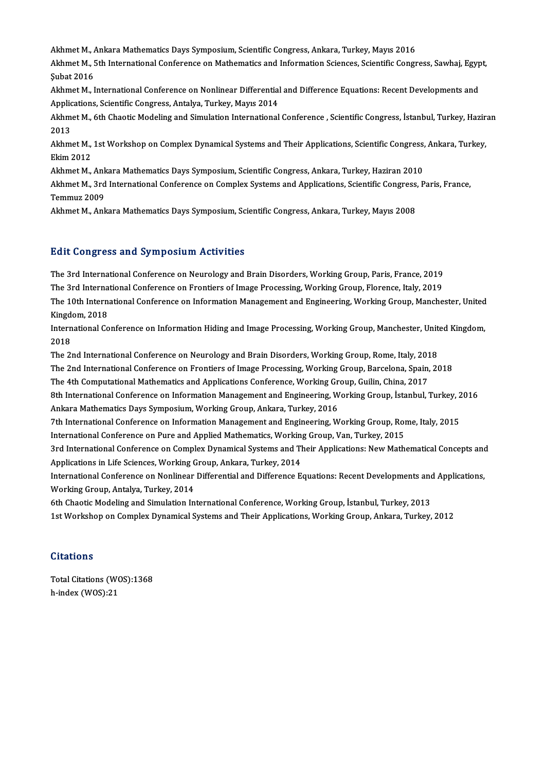Akhmet M., Ankara Mathematics Days Symposium, Scientific Congress, Ankara, Turkey, Mayıs 2016

Akhmet M., 5th International Conference on Mathematics and Information Sciences, Scientific Congress, Sawhaj, Egypt, Şubat 2016

Akhmet M., International Conference on Nonlinear Differential and Difference Equations: Recent Developments and Applications, Scientific Congress, Antalya, Turkey, Mayıs 2014

Akhmet M., 6th Chaotic Modeling and Simulation International Conference , Scientific Congress, İstanbul, Turkey, Haziran 2013

Akhmet M., 1st Workshop on Complex Dynamical Systems and Their Applications, Scientific Congress, Ankara, Turkey, Ekim 2012

Akhmet M., Ankara Mathematics Days Symposium, Scientific Congress, Ankara, Turkey, Haziran 2010

Akhmet M., 3rd International Conference on Complex Systems and Applications, Scientific Congress, Paris, France, Temmuz 2009

Akhmet M., Ankara Mathematics Days Symposium, Scientific Congress, Ankara, Turkey, Mayıs 2008

## Edit Congress and Symposium Activities

The 3rd International Conference on Neurology and Brain Disorders, Working Group, Paris, France, 2019

The 3rd International Conference on Frontiers of Image Processing, Working Group, Florence, Italy, 2019

The 10th International Conference on Information Management and Engineering, Working Group, Manchester, United Kingdom, 2018

International Conference on Information Hiding and Image Processing, Working Group, Manchester, United Kingdom, 2018

The 2nd International Conference on Neurology and Brain Disorders, Working Group, Rome, Italy, 2018

The 2nd International Conference on Frontiers of Image Processing, Working Group, Barcelona, Spain, 2018

The 4th Computational Mathematics and Applications Conference, Working Group, Guilin, China, 2017

8th International Conference on Information Management and Engineering, Working Group, İstanbul, Turkey, 2016

Ankara Mathematics Days Symposium, Working Group, Ankara, Turkey, 2016

7th International Conference on Information Management and Engineering, Working Group, Rome, Italy, 2015

International Conference on Pure and Applied Mathematics, Working Group, Van, Turkey, 2015

3rd International Conference on Complex Dynamical Systems and Their Applications: New Mathematical Concepts and Applications in Life Sciences, Working Group, Ankara, Turkey, 2014

International Conference on Nonlinear Differential and Difference Equations: Recent Developments and Applications, Working Group, Antalya, Turkey, 2014

6th Chaotic Modeling and Simulation International Conference, Working Group, İstanbul, Turkey, 2013

1st Workshop on Complex Dynamical Systems and Their Applications, Working Group, Ankara, Turkey, 2012

## Citations

Total Citations (WOS):1368

h-index (WOS):21